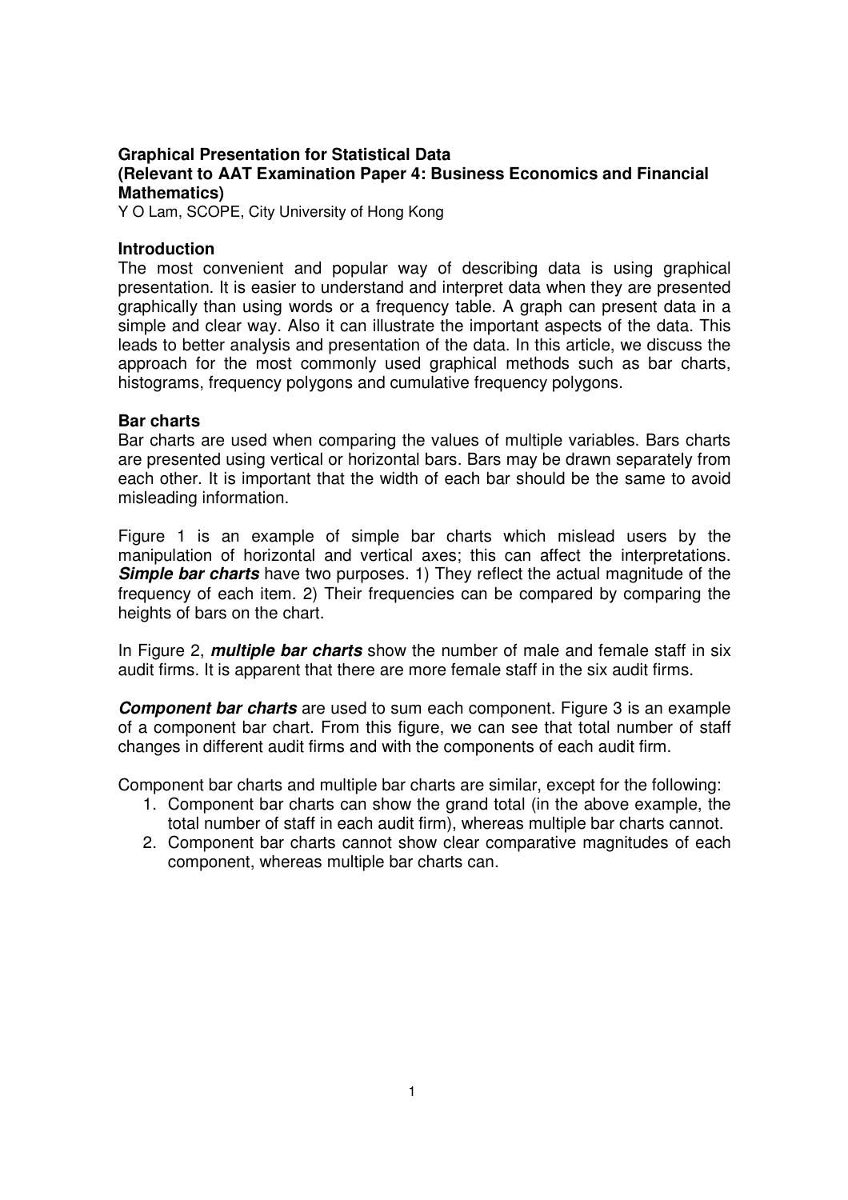**Graphical Presentation for Statistical Data**
**(Relevant to AAT Examination Paper 4: Business Economics and Financial Mathematics)**
Y O Lam, SCOPE, City University of Hong Kong

## Introduction

The most convenient and popular way of describing data is using graphical presentation. It is easier to understand and interpret data when they are presented graphically than using words or a frequency table. A graph can present data in a simple and clear way. Also it can illustrate the important aspects of the data. This leads to better analysis and presentation of the data. In this article, we discuss the approach for the most commonly used graphical methods such as bar charts, histograms, frequency polygons and cumulative frequency polygons.

## Bar charts

Bar charts are used when comparing the values of multiple variables. Bars charts are presented using vertical or horizontal bars. Bars may be drawn separately from each other. It is important that the width of each bar should be the same to avoid misleading information.

Figure 1 is an example of simple bar charts which mislead users by the manipulation of horizontal and vertical axes; this can affect the interpretations. ***Simple bar charts*** have two purposes. 1) They reflect the actual magnitude of the frequency of each item. 2) Their frequencies can be compared by comparing the heights of bars on the chart.

In Figure 2, ***multiple bar charts*** show the number of male and female staff in six audit firms. It is apparent that there are more female staff in the six audit firms.

***Component bar charts*** are used to sum each component. Figure 3 is an example of a component bar chart. From this figure, we can see that total number of staff changes in different audit firms and with the components of each audit firm.

Component bar charts and multiple bar charts are similar, except for the following:

1. Component bar charts can show the grand total (in the above example, the total number of staff in each audit firm), whereas multiple bar charts cannot.
2. Component bar charts cannot show clear comparative magnitudes of each component, whereas multiple bar charts can.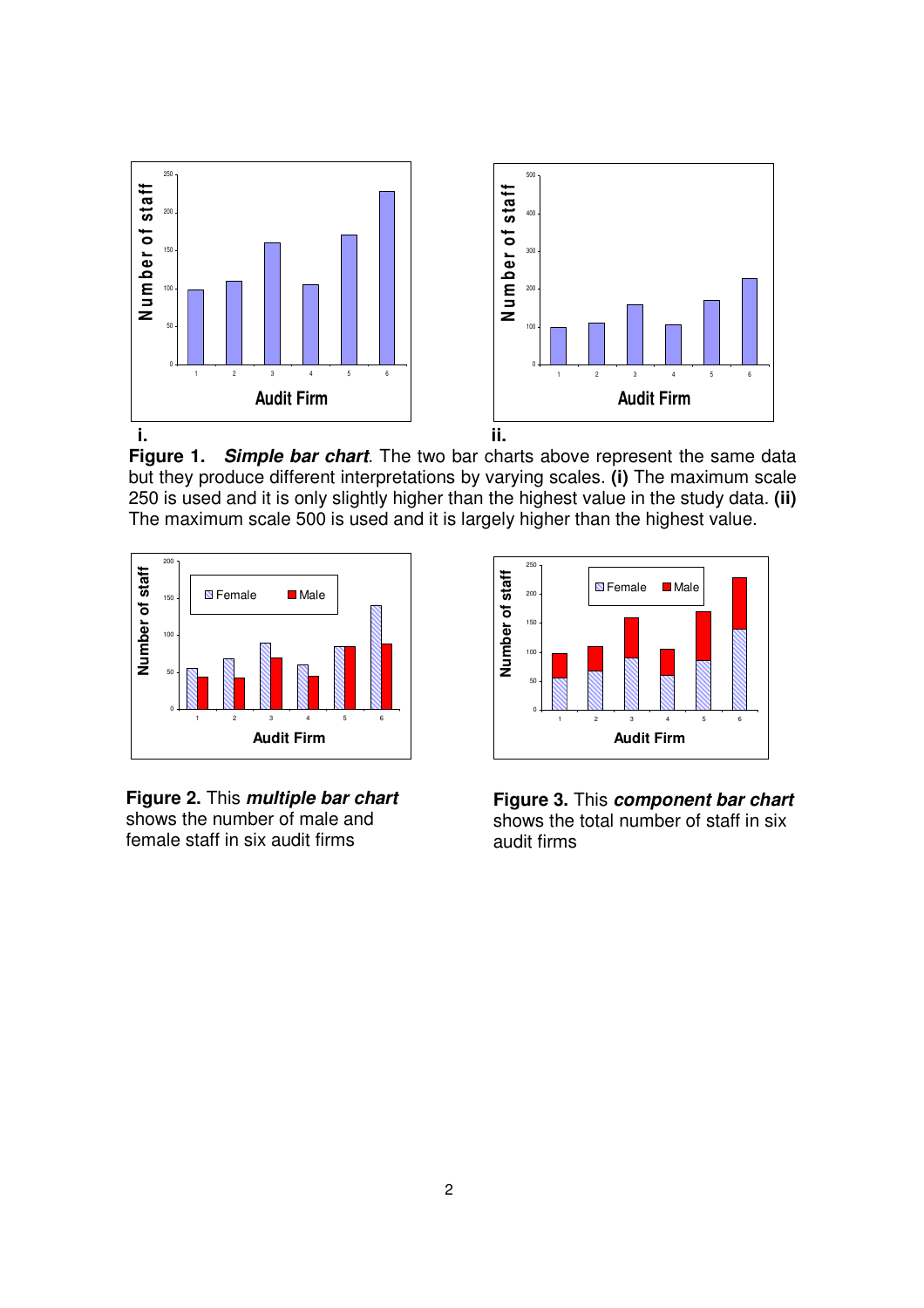**Figure 1.** ***Simple bar chart***. The two bar charts above represent the same data but they produce different interpretations by varying scales. **(i)** The maximum scale 250 is used and it is only slightly higher than the highest value in the study data. **(ii)** The maximum scale 500 is used and it is largely higher than the highest value.

**Figure 2.** This ***multiple bar chart*** shows the number of male and female staff in six audit firms

**Figure 3.** This ***component bar chart*** shows the total number of staff in six audit firms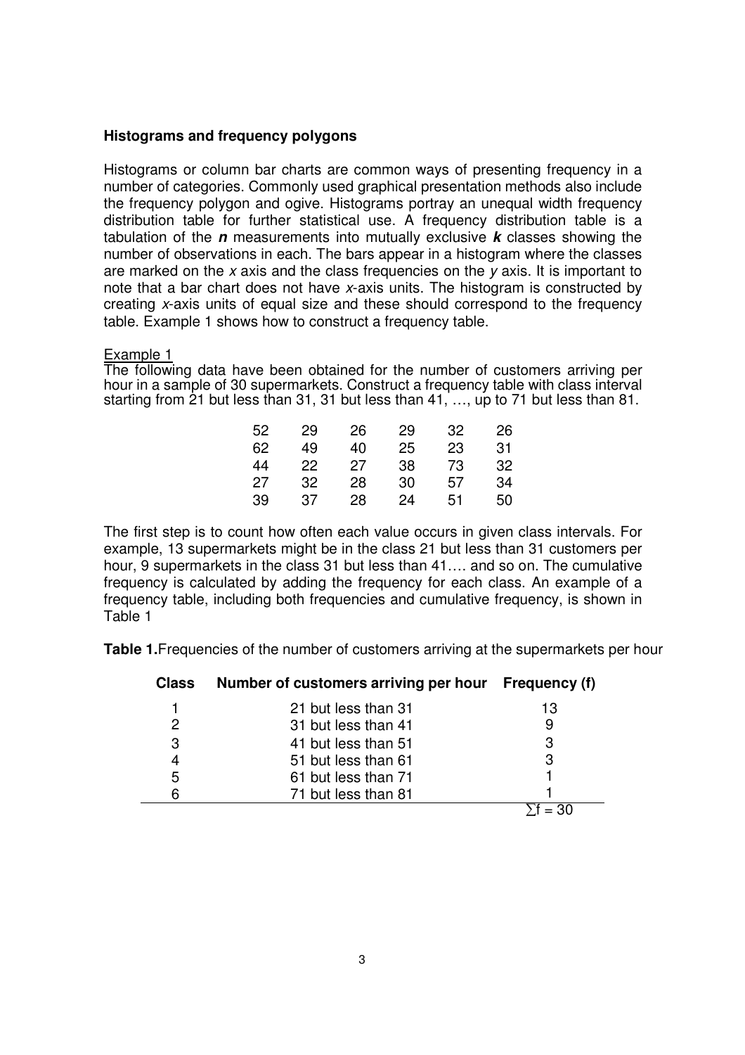### Histograms and frequency polygons

Histograms or column bar charts are common ways of presenting frequency in a number of categories. Commonly used graphical presentation methods also include the frequency polygon and ogive. Histograms portray an unequal width frequency distribution table for further statistical use. A frequency distribution table is a tabulation of the ***n*** measurements into mutually exclusive ***k*** classes showing the number of observations in each. The bars appear in a histogram where the classes are marked on the *x* axis and the class frequencies on the *y* axis. It is important to note that a bar chart does not have *x*-axis units. The histogram is constructed by creating *x*-axis units of equal size and these should correspond to the frequency table. Example 1 shows how to construct a frequency table.

<u>Example 1</u>

The following data have been obtained for the number of customers arriving per hour in a sample of 30 supermarkets. Construct a frequency table with class interval starting from 21 but less than 31, 31 but less than 41, …, up to 71 but less than 81.

| | | | | | |
|---|---|---|---|---|---|
| 52 | 29 | 26 | 29 | 32 | 26 |
| 62 | 49 | 40 | 25 | 23 | 31 |
| 44 | 22 | 27 | 38 | 73 | 32 |
| 27 | 32 | 28 | 30 | 57 | 34 |
| 39 | 37 | 28 | 24 | 51 | 50 |

The first step is to count how often each value occurs in given class intervals. For example, 13 supermarkets might be in the class 21 but less than 31 customers per hour, 9 supermarkets in the class 31 but less than 41…. and so on. The cumulative frequency is calculated by adding the frequency for each class. An example of a frequency table, including both frequencies and cumulative frequency, is shown in Table 1

**Table 1.** Frequencies of the number of customers arriving at the supermarkets per hour

| Class | Number of customers arriving per hour | Frequency (f) |
|---|---|---|
| 1 | 21 but less than 31 | 13 |
| 2 | 31 but less than 41 | 9 |
| 3 | 41 but less than 51 | 3 |
| 4 | 51 but less than 61 | 3 |
| 5 | 61 but less than 71 | 1 |
| 6 | 71 but less than 81 | 1 |
| | | $\sum f = 30$ |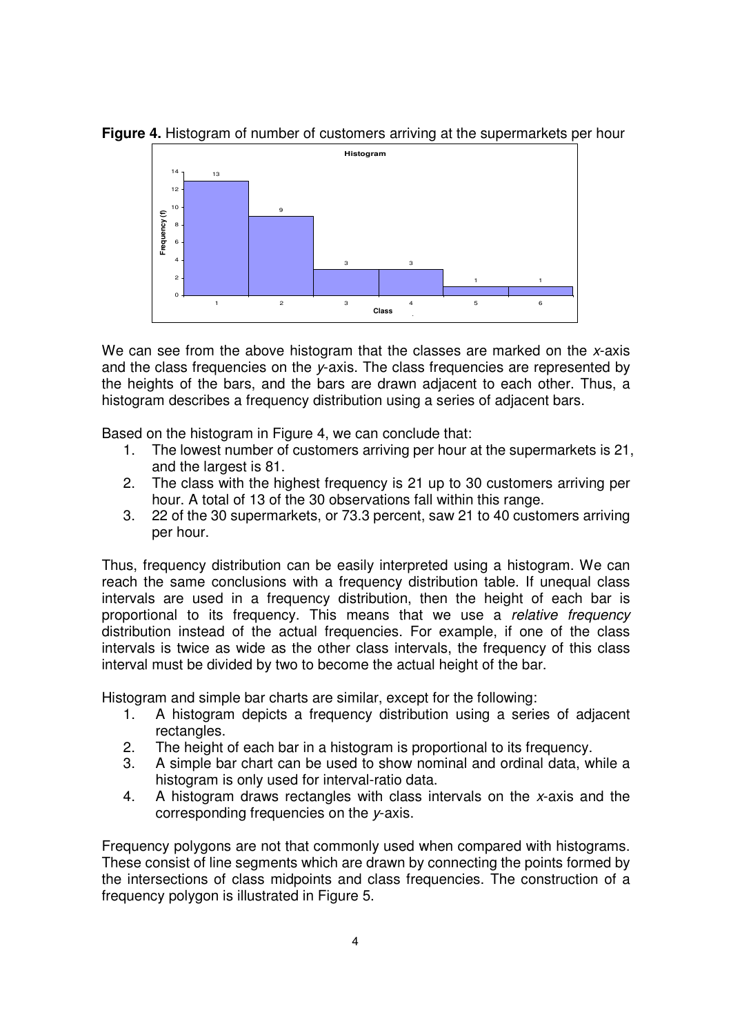**Figure 4.** Histogram of number of customers arriving at the supermarkets per hour

We can see from the above histogram that the classes are marked on the *x*-axis and the class frequencies on the *y*-axis. The class frequencies are represented by the heights of the bars, and the bars are drawn adjacent to each other. Thus, a histogram describes a frequency distribution using a series of adjacent bars.

Based on the histogram in Figure 4, we can conclude that:

1. The lowest number of customers arriving per hour at the supermarkets is 21, and the largest is 81.
2. The class with the highest frequency is 21 up to 30 customers arriving per hour. A total of 13 of the 30 observations fall within this range.
3. 22 of the 30 supermarkets, or 73.3 percent, saw 21 to 40 customers arriving per hour.

Thus, frequency distribution can be easily interpreted using a histogram. We can reach the same conclusions with a frequency distribution table. If unequal class intervals are used in a frequency distribution, then the height of each bar is proportional to its frequency. This means that we use a *relative frequency* distribution instead of the actual frequencies. For example, if one of the class intervals is twice as wide as the other class intervals, the frequency of this class interval must be divided by two to become the actual height of the bar.

Histogram and simple bar charts are similar, except for the following:

1. A histogram depicts a frequency distribution using a series of adjacent rectangles.
2. The height of each bar in a histogram is proportional to its frequency.
3. A simple bar chart can be used to show nominal and ordinal data, while a histogram is only used for interval-ratio data.
4. A histogram draws rectangles with class intervals on the *x*-axis and the corresponding frequencies on the *y*-axis.

Frequency polygons are not that commonly used when compared with histograms. These consist of line segments which are drawn by connecting the points formed by the intersections of class midpoints and class frequencies. The construction of a frequency polygon is illustrated in Figure 5.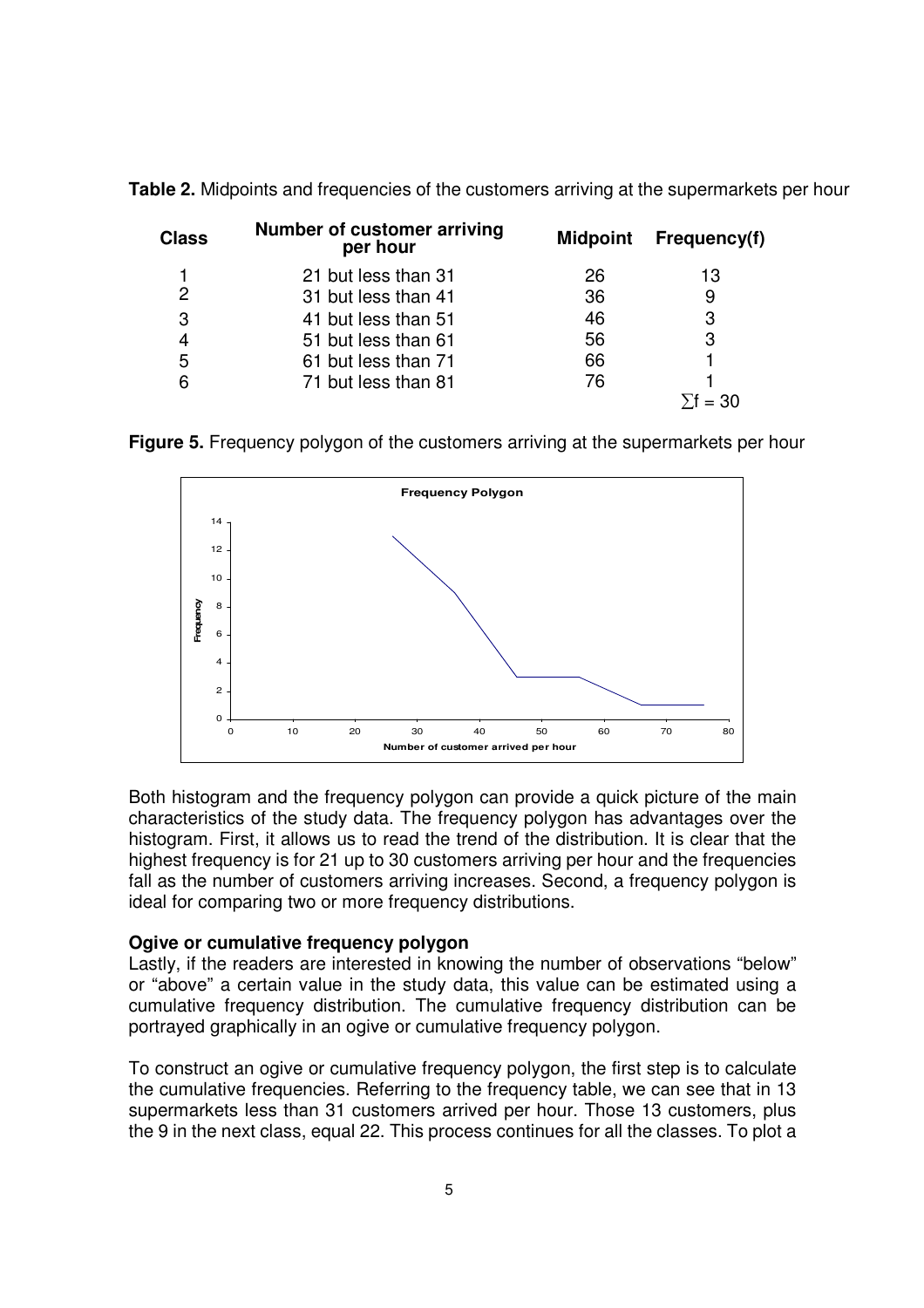**Table 2.** Midpoints and frequencies of the customers arriving at the supermarkets per hour

| Class | Number of customer arriving per hour | Midpoint | Frequency(f) |
|---|---|---|---|
| 1 | 21 but less than 31 | 26 | 13 |
| 2 | 31 but less than 41 | 36 | 9 |
| 3 | 41 but less than 51 | 46 | 3 |
| 4 | 51 but less than 61 | 56 | 3 |
| 5 | 61 but less than 71 | 66 | 1 |
| 6 | 71 but less than 81 | 76 | 1 |
| | | | $\sum f = 30$ |

**Figure 5.** Frequency polygon of the customers arriving at the supermarkets per hour

Both histogram and the frequency polygon can provide a quick picture of the main characteristics of the study data. The frequency polygon has advantages over the histogram. First, it allows us to read the trend of the distribution. It is clear that the highest frequency is for 21 up to 30 customers arriving per hour and the frequencies fall as the number of customers arriving increases. Second, a frequency polygon is ideal for comparing two or more frequency distributions.

**Ogive or cumulative frequency polygon**

Lastly, if the readers are interested in knowing the number of observations "below" or "above" a certain value in the study data, this value can be estimated using a cumulative frequency distribution. The cumulative frequency distribution can be portrayed graphically in an ogive or cumulative frequency polygon.

To construct an ogive or cumulative frequency polygon, the first step is to calculate the cumulative frequencies. Referring to the frequency table, we can see that in 13 supermarkets less than 31 customers arrived per hour. Those 13 customers, plus the 9 in the next class, equal 22. This process continues for all the classes. To plot a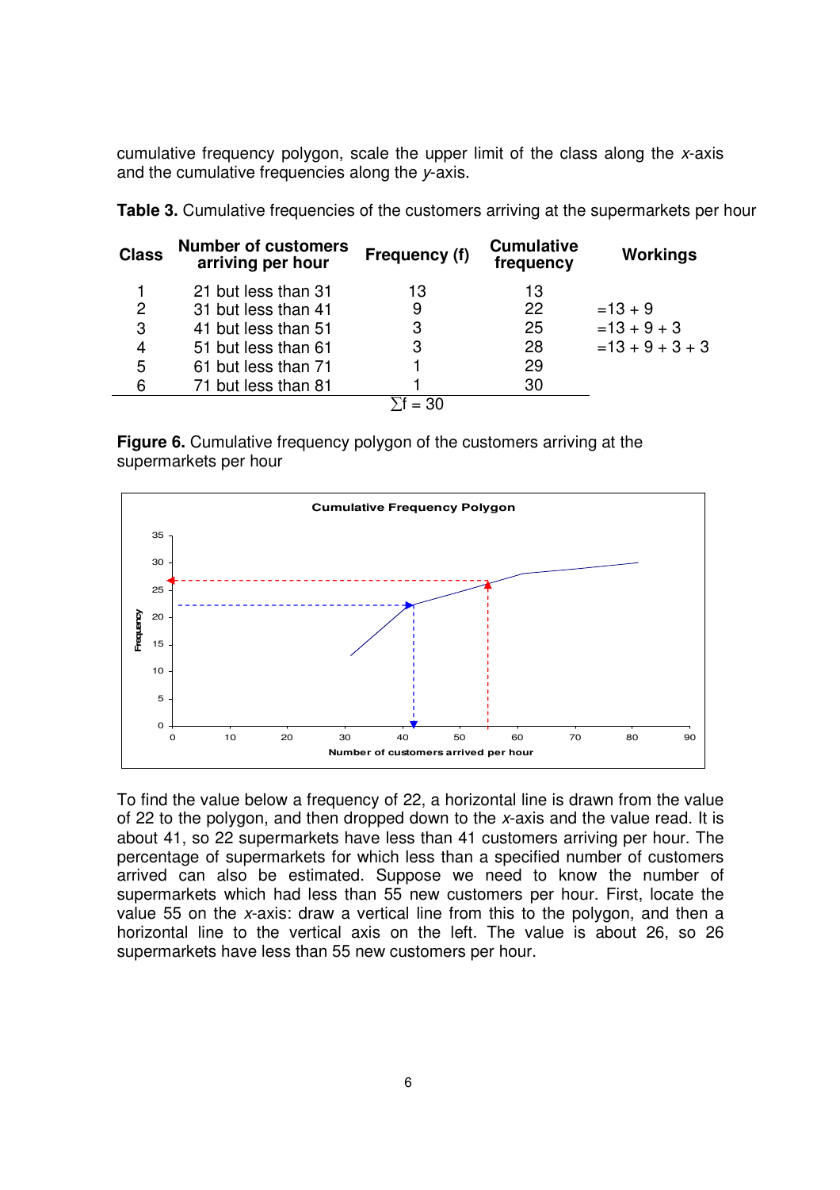cumulative frequency polygon, scale the upper limit of the class along the *x*-axis and the cumulative frequencies along the *y*-axis.

**Table 3.** Cumulative frequencies of the customers arriving at the supermarkets per hour

| Class | Number of customers arriving per hour | Frequency (f) | Cumulative frequency | Workings |
|---|---|---|---|---|
| 1 | 21 but less than 31 | 13 | 13 | |
| 2 | 31 but less than 41 | 9 | 22 | =13 + 9 |
| 3 | 41 but less than 51 | 3 | 25 | =13 + 9 + 3 |
| 4 | 51 but less than 61 | 3 | 28 | =13 + 9 + 3 + 3 |
| 5 | 61 but less than 71 | 1 | 29 | |
| 6 | 71 but less than 81 | 1 | 30 | |
| | | $\sum f = 30$ | | |

**Figure 6.** Cumulative frequency polygon of the customers arriving at the supermarkets per hour

Cumulative Frequency Polygon

Frequency

0 5 10 15 20 25 30 35

0 10 20 30 40 50 60 70 80 90

Number of customers arrived per hour

To find the value below a frequency of 22, a horizontal line is drawn from the value of 22 to the polygon, and then dropped down to the *x*-axis and the value read. It is about 41, so 22 supermarkets have less than 41 customers arriving per hour. The percentage of supermarkets for which less than a specified number of customers arrived can also be estimated. Suppose we need to know the number of supermarkets which had less than 55 new customers per hour. First, locate the value 55 on the *x*-axis: draw a vertical line from this to the polygon, and then a horizontal line to the vertical axis on the left. The value is about 26, so 26 supermarkets have less than 55 new customers per hour.